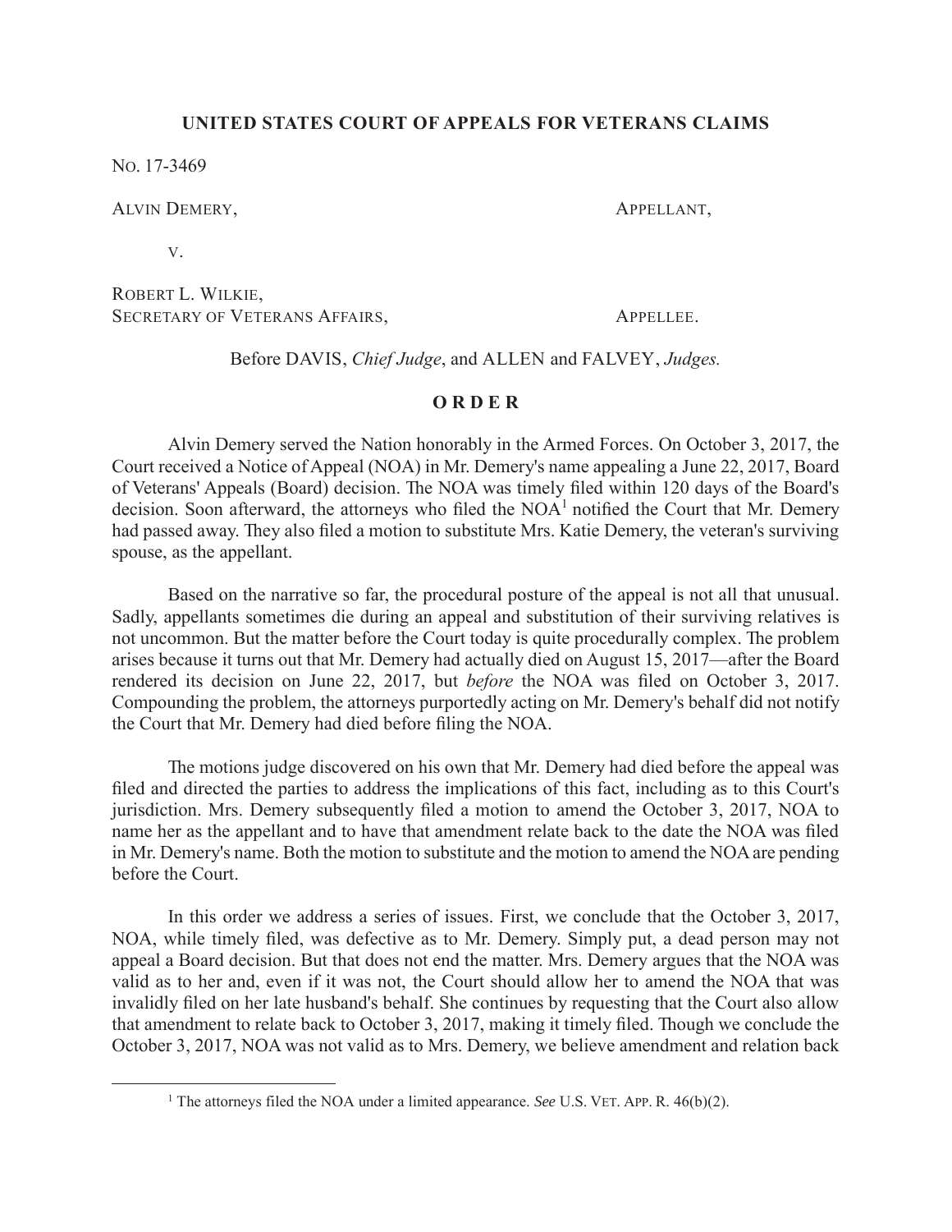**UNITED STATES COURT OF APPEALS FOR VETERANS CLAIMS**

NO. 17-3469

ALVIN DEMERY, APPELLANT,

V.

ROBERT L. WILKIE,
SECRETARY OF VETERANS AFFAIRS, APPELLEE.

Before DAVIS, *Chief Judge*, and ALLEN and FALVEY, *Judges.*

## O R D E R

Alvin Demery served the Nation honorably in the Armed Forces. On October 3, 2017, the Court received a Notice of Appeal (NOA) in Mr. Demery's name appealing a June 22, 2017, Board of Veterans' Appeals (Board) decision. The NOA was timely filed within 120 days of the Board's decision. Soon afterward, the attorneys who filed the NOA[1] notified the Court that Mr. Demery had passed away. They also filed a motion to substitute Mrs. Katie Demery, the veteran's surviving spouse, as the appellant.

Based on the narrative so far, the procedural posture of the appeal is not all that unusual. Sadly, appellants sometimes die during an appeal and substitution of their surviving relatives is not uncommon. But the matter before the Court today is quite procedurally complex. The problem arises because it turns out that Mr. Demery had actually died on August 15, 2017—after the Board rendered its decision on June 22, 2017, but *before* the NOA was filed on October 3, 2017. Compounding the problem, the attorneys purportedly acting on Mr. Demery's behalf did not notify the Court that Mr. Demery had died before filing the NOA.

The motions judge discovered on his own that Mr. Demery had died before the appeal was filed and directed the parties to address the implications of this fact, including as to this Court's jurisdiction. Mrs. Demery subsequently filed a motion to amend the October 3, 2017, NOA to name her as the appellant and to have that amendment relate back to the date the NOA was filed in Mr. Demery's name. Both the motion to substitute and the motion to amend the NOA are pending before the Court.

In this order we address a series of issues. First, we conclude that the October 3, 2017, NOA, while timely filed, was defective as to Mr. Demery. Simply put, a dead person may not appeal a Board decision. But that does not end the matter. Mrs. Demery argues that the NOA was valid as to her and, even if it was not, the Court should allow her to amend the NOA that was invalidly filed on her late husband's behalf. She continues by requesting that the Court also allow that amendment to relate back to October 3, 2017, making it timely filed. Though we conclude the October 3, 2017, NOA was not valid as to Mrs. Demery, we believe amendment and relation back

[1] The attorneys filed the NOA under a limited appearance. *See* U.S. VET. APP. R. 46(b)(2).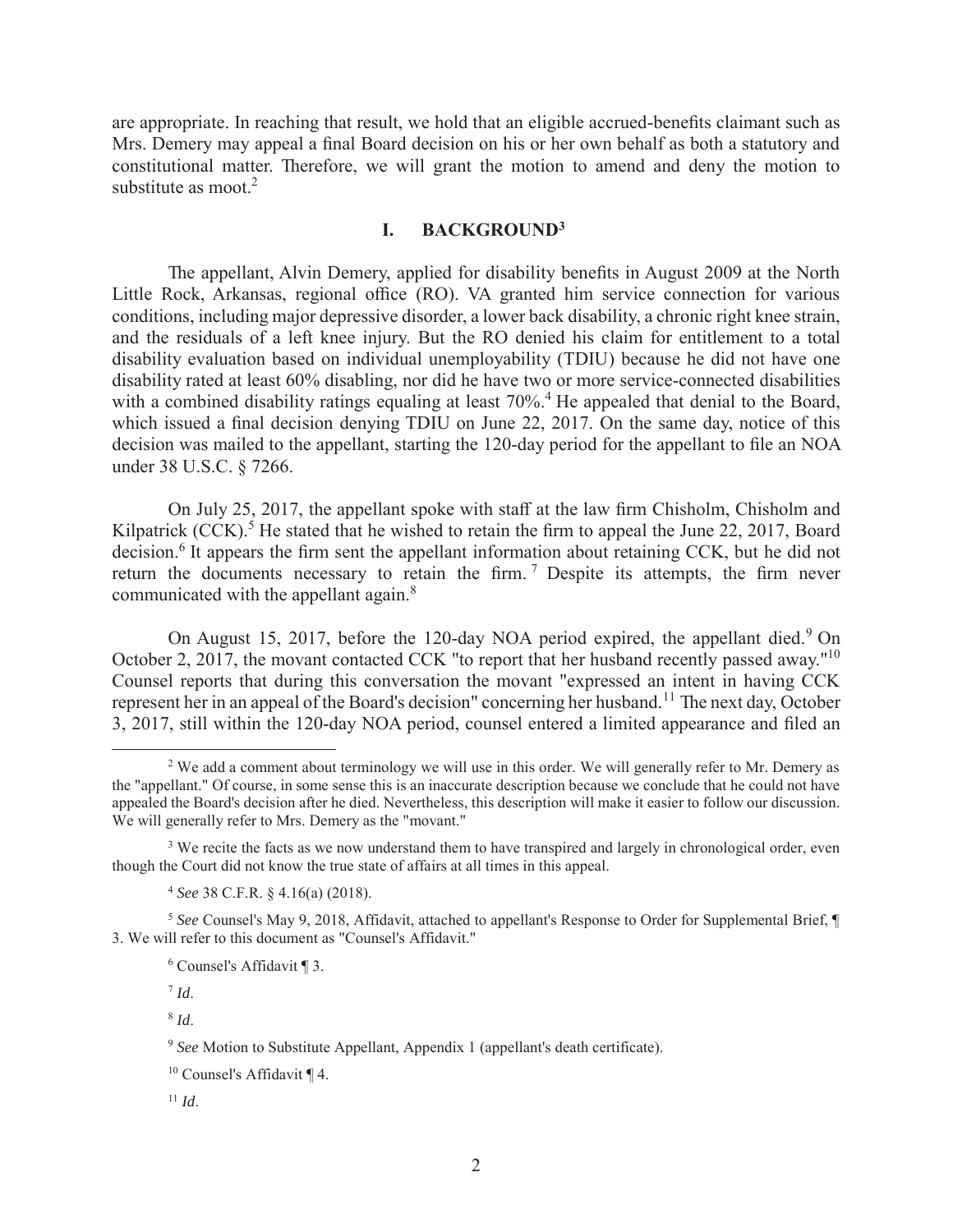are appropriate. In reaching that result, we hold that an eligible accrued-benefits claimant such as Mrs. Demery may appeal a final Board decision on his or her own behalf as both a statutory and constitutional matter. Therefore, we will grant the motion to amend and deny the motion to substitute as moot.[2]

## I. BACKGROUND[3]

The appellant, Alvin Demery, applied for disability benefits in August 2009 at the North Little Rock, Arkansas, regional office (RO). VA granted him service connection for various conditions, including major depressive disorder, a lower back disability, a chronic right knee strain, and the residuals of a left knee injury. But the RO denied his claim for entitlement to a total disability evaluation based on individual unemployability (TDIU) because he did not have one disability rated at least 60% disabling, nor did he have two or more service-connected disabilities with a combined disability ratings equaling at least 70%.[4] He appealed that denial to the Board, which issued a final decision denying TDIU on June 22, 2017. On the same day, notice of this decision was mailed to the appellant, starting the 120-day period for the appellant to file an NOA under 38 U.S.C. § 7266.

On July 25, 2017, the appellant spoke with staff at the law firm Chisholm, Chisholm and Kilpatrick (CCK).[5] He stated that he wished to retain the firm to appeal the June 22, 2017, Board decision.[6] It appears the firm sent the appellant information about retaining CCK, but he did not return the documents necessary to retain the firm.[7] Despite its attempts, the firm never communicated with the appellant again.[8]

On August 15, 2017, before the 120-day NOA period expired, the appellant died.[9] On October 2, 2017, the movant contacted CCK "to report that her husband recently passed away."[10] Counsel reports that during this conversation the movant "expressed an intent in having CCK represent her in an appeal of the Board's decision" concerning her husband.[11] The next day, October 3, 2017, still within the 120-day NOA period, counsel entered a limited appearance and filed an

---

[2] We add a comment about terminology we will use in this order. We will generally refer to Mr. Demery as the "appellant." Of course, in some sense this is an inaccurate description because we conclude that he could not have appealed the Board's decision after he died. Nevertheless, this description will make it easier to follow our discussion. We will generally refer to Mrs. Demery as the "movant."

[3] We recite the facts as we now understand them to have transpired and largely in chronological order, even though the Court did not know the true state of affairs at all times in this appeal.

[4] *See* 38 C.F.R. § 4.16(a) (2018).

[5] *See* Counsel's May 9, 2018, Affidavit, attached to appellant's Response to Order for Supplemental Brief, ¶ 3. We will refer to this document as "Counsel's Affidavit."

[6] Counsel's Affidavit ¶ 3.

[7] *Id*.

[8] *Id*.

[9] *See* Motion to Substitute Appellant, Appendix 1 (appellant's death certificate).

[10] Counsel's Affidavit ¶ 4.

[11] *Id*.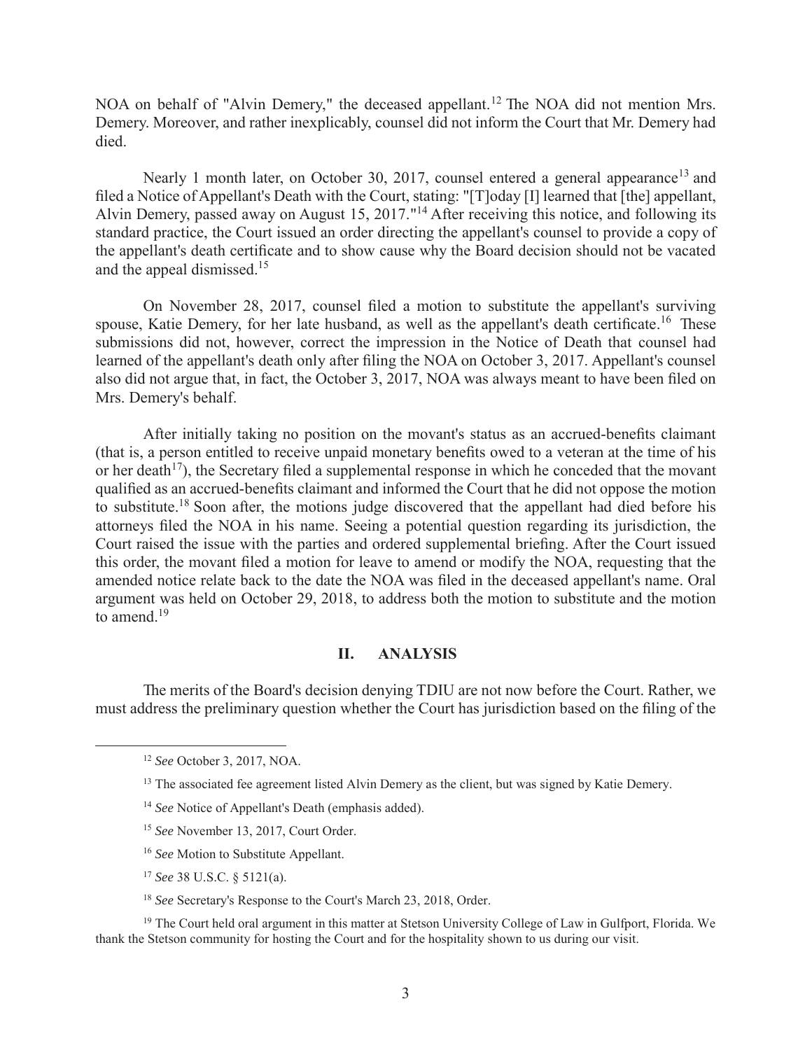NOA on behalf of "Alvin Demery," the deceased appellant.[12] The NOA did not mention Mrs. Demery. Moreover, and rather inexplicably, counsel did not inform the Court that Mr. Demery had died.

Nearly 1 month later, on October 30, 2017, counsel entered a general appearance[13] and filed a Notice of Appellant's Death with the Court, stating: "[T]oday [I] learned that [the] appellant, Alvin Demery, passed away on August 15, 2017."[14] After receiving this notice, and following its standard practice, the Court issued an order directing the appellant's counsel to provide a copy of the appellant's death certificate and to show cause why the Board decision should not be vacated and the appeal dismissed.[15]

On November 28, 2017, counsel filed a motion to substitute the appellant's surviving spouse, Katie Demery, for her late husband, as well as the appellant's death certificate.[16] These submissions did not, however, correct the impression in the Notice of Death that counsel had learned of the appellant's death only after filing the NOA on October 3, 2017. Appellant's counsel also did not argue that, in fact, the October 3, 2017, NOA was always meant to have been filed on Mrs. Demery's behalf.

After initially taking no position on the movant's status as an accrued-benefits claimant (that is, a person entitled to receive unpaid monetary benefits owed to a veteran at the time of his or her death[17]), the Secretary filed a supplemental response in which he conceded that the movant qualified as an accrued-benefits claimant and informed the Court that he did not oppose the motion to substitute.[18] Soon after, the motions judge discovered that the appellant had died before his attorneys filed the NOA in his name. Seeing a potential question regarding its jurisdiction, the Court raised the issue with the parties and ordered supplemental briefing. After the Court issued this order, the movant filed a motion for leave to amend or modify the NOA, requesting that the amended notice relate back to the date the NOA was filed in the deceased appellant's name. Oral argument was held on October 29, 2018, to address both the motion to substitute and the motion to amend.[19]

## II. ANALYSIS

The merits of the Board's decision denying TDIU are not now before the Court. Rather, we must address the preliminary question whether the Court has jurisdiction based on the filing of the

---

[12] *See* October 3, 2017, NOA.

[13] The associated fee agreement listed Alvin Demery as the client, but was signed by Katie Demery.

[14] *See* Notice of Appellant's Death (emphasis added).

[15] *See* November 13, 2017, Court Order.

[16] *See* Motion to Substitute Appellant.

[17] *See* 38 U.S.C. § 5121(a).

[18] *See* Secretary's Response to the Court's March 23, 2018, Order.

[19] The Court held oral argument in this matter at Stetson University College of Law in Gulfport, Florida. We thank the Stetson community for hosting the Court and for the hospitality shown to us during our visit.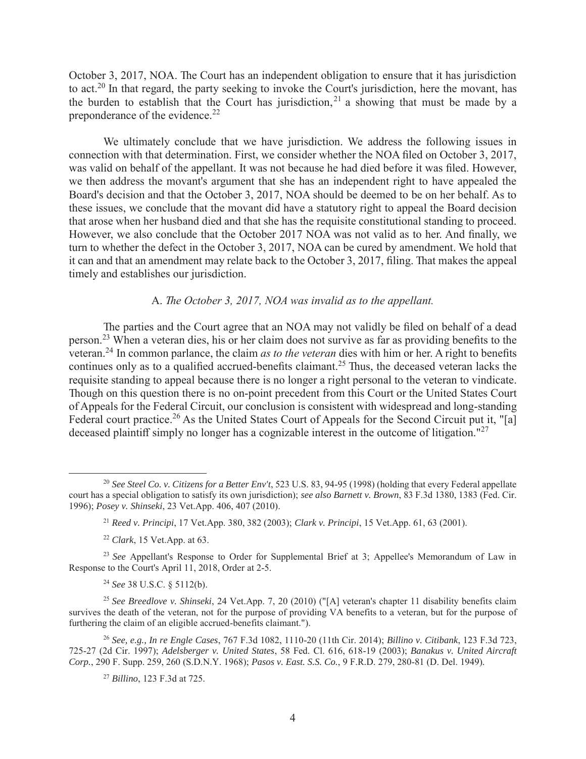October 3, 2017, NOA. The Court has an independent obligation to ensure that it has jurisdiction to act.[20] In that regard, the party seeking to invoke the Court's jurisdiction, here the movant, has the burden to establish that the Court has jurisdiction,[21] a showing that must be made by a preponderance of the evidence.[22]

We ultimately conclude that we have jurisdiction. We address the following issues in connection with that determination. First, we consider whether the NOA filed on October 3, 2017, was valid on behalf of the appellant. It was not because he had died before it was filed. However, we then address the movant's argument that she has an independent right to have appealed the Board's decision and that the October 3, 2017, NOA should be deemed to be on her behalf. As to these issues, we conclude that the movant did have a statutory right to appeal the Board decision that arose when her husband died and that she has the requisite constitutional standing to proceed. However, we also conclude that the October 2017 NOA was not valid as to her. And finally, we turn to whether the defect in the October 3, 2017, NOA can be cured by amendment. We hold that it can and that an amendment may relate back to the October 3, 2017, filing. That makes the appeal timely and establishes our jurisdiction.

### A. *The October 3, 2017, NOA was invalid as to the appellant.*

The parties and the Court agree that an NOA may not validly be filed on behalf of a dead person.[23] When a veteran dies, his or her claim does not survive as far as providing benefits to the veteran.[24] In common parlance, the claim *as to the veteran* dies with him or her. A right to benefits continues only as to a qualified accrued-benefits claimant.[25] Thus, the deceased veteran lacks the requisite standing to appeal because there is no longer a right personal to the veteran to vindicate. Though on this question there is no on-point precedent from this Court or the United States Court of Appeals for the Federal Circuit, our conclusion is consistent with widespread and long-standing Federal court practice.[26] As the United States Court of Appeals for the Second Circuit put it, "[a] deceased plaintiff simply no longer has a cognizable interest in the outcome of litigation."[27]

---

[20] *See Steel Co. v. Citizens for a Better Env't*, 523 U.S. 83, 94-95 (1998) (holding that every Federal appellate court has a special obligation to satisfy its own jurisdiction); *see also Barnett v. Brown*, 83 F.3d 1380, 1383 (Fed. Cir. 1996); *Posey v. Shinseki*, 23 Vet.App. 406, 407 (2010).

[21] *Reed v. Principi*, 17 Vet.App. 380, 382 (2003); *Clark v. Principi*, 15 Vet.App. 61, 63 (2001).

[22] *Clark*, 15 Vet.App. at 63.

[23] *See* Appellant's Response to Order for Supplemental Brief at 3; Appellee's Memorandum of Law in Response to the Court's April 11, 2018, Order at 2-5.

[24] *See* 38 U.S.C. § 5112(b).

[25] *See Breedlove v. Shinseki*, 24 Vet.App. 7, 20 (2010) ("[A] veteran's chapter 11 disability benefits claim survives the death of the veteran, not for the purpose of providing VA benefits to a veteran, but for the purpose of furthering the claim of an eligible accrued-benefits claimant.").

[26] *See, e.g., In re Engle Cases*, 767 F.3d 1082, 1110-20 (11th Cir. 2014); *Billino v. Citibank*, 123 F.3d 723, 725-27 (2d Cir. 1997); *Adelsberger v. United States*, 58 Fed. Cl. 616, 618-19 (2003); *Banakus v. United Aircraft Corp.*, 290 F. Supp. 259, 260 (S.D.N.Y. 1968); *Pasos v. East. S.S. Co.*, 9 F.R.D. 279, 280-81 (D. Del. 1949).

[27] *Billino*, 123 F.3d at 725.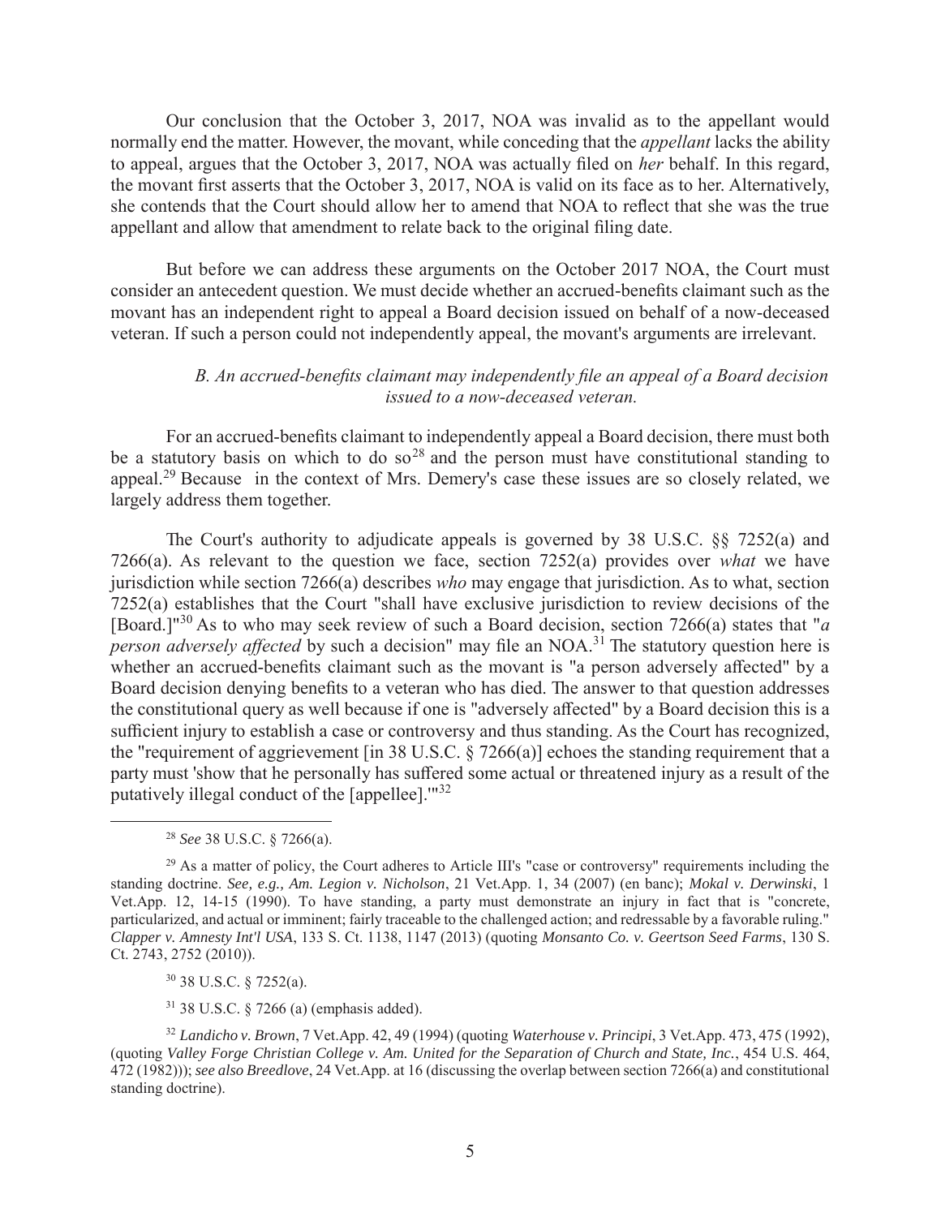Our conclusion that the October 3, 2017, NOA was invalid as to the appellant would normally end the matter. However, the movant, while conceding that the *appellant* lacks the ability to appeal, argues that the October 3, 2017, NOA was actually filed on *her* behalf. In this regard, the movant first asserts that the October 3, 2017, NOA is valid on its face as to her. Alternatively, she contends that the Court should allow her to amend that NOA to reflect that she was the true appellant and allow that amendment to relate back to the original filing date.

But before we can address these arguments on the October 2017 NOA, the Court must consider an antecedent question. We must decide whether an accrued-benefits claimant such as the movant has an independent right to appeal a Board decision issued on behalf of a now-deceased veteran. If such a person could not independently appeal, the movant's arguments are irrelevant.

### *B. An accrued-benefits claimant may independently file an appeal of a Board decision issued to a now-deceased veteran.*

For an accrued-benefits claimant to independently appeal a Board decision, there must both be a statutory basis on which to do so[28] and the person must have constitutional standing to appeal.[29] Because in the context of Mrs. Demery's case these issues are so closely related, we largely address them together.

The Court's authority to adjudicate appeals is governed by 38 U.S.C. §§ 7252(a) and 7266(a). As relevant to the question we face, section 7252(a) provides over *what* we have jurisdiction while section 7266(a) describes *who* may engage that jurisdiction. As to what, section 7252(a) establishes that the Court "shall have exclusive jurisdiction to review decisions of the [Board.]"[30] As to who may seek review of such a Board decision, section 7266(a) states that "*a person adversely affected* by such a decision" may file an NOA.[31] The statutory question here is whether an accrued-benefits claimant such as the movant is "a person adversely affected" by a Board decision denying benefits to a veteran who has died. The answer to that question addresses the constitutional query as well because if one is "adversely affected" by a Board decision this is a sufficient injury to establish a case or controversy and thus standing. As the Court has recognized, the "requirement of aggrievement [in 38 U.S.C. § 7266(a)] echoes the standing requirement that a party must 'show that he personally has suffered some actual or threatened injury as a result of the putatively illegal conduct of the [appellee].'"[32]

---

[28] *See* 38 U.S.C. § 7266(a).

[29] As a matter of policy, the Court adheres to Article III's "case or controversy" requirements including the standing doctrine. *See, e.g., Am. Legion v. Nicholson*, 21 Vet.App. 1, 34 (2007) (en banc); *Mokal v. Derwinski*, 1 Vet.App. 12, 14-15 (1990). To have standing, a party must demonstrate an injury in fact that is "concrete, particularized, and actual or imminent; fairly traceable to the challenged action; and redressable by a favorable ruling." *Clapper v. Amnesty Int'l USA*, 133 S. Ct. 1138, 1147 (2013) (quoting *Monsanto Co. v. Geertson Seed Farms*, 130 S. Ct. 2743, 2752 (2010)).

[30] 38 U.S.C. § 7252(a).

[31] 38 U.S.C. § 7266 (a) (emphasis added).

[32] *Landicho v. Brown*, 7 Vet.App. 42, 49 (1994) (quoting *Waterhouse v. Principi*, 3 Vet.App. 473, 475 (1992), (quoting *Valley Forge Christian College v. Am. United for the Separation of Church and State, Inc.*, 454 U.S. 464, 472 (1982))); *see also Breedlove*, 24 Vet.App. at 16 (discussing the overlap between section 7266(a) and constitutional standing doctrine).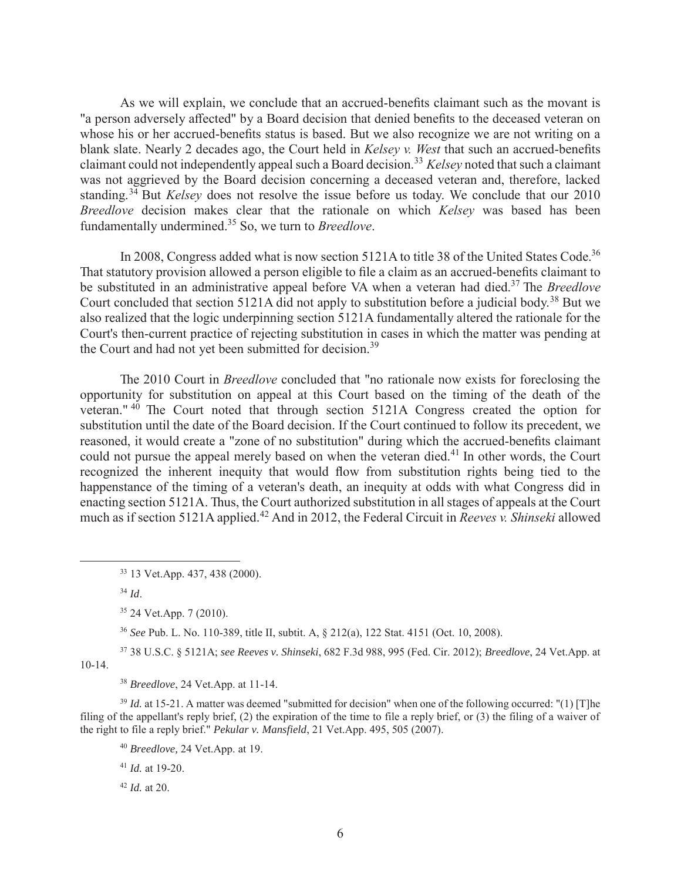As we will explain, we conclude that an accrued-benefits claimant such as the movant is "a person adversely affected" by a Board decision that denied benefits to the deceased veteran on whose his or her accrued-benefits status is based. But we also recognize we are not writing on a blank slate. Nearly 2 decades ago, the Court held in *Kelsey v. West* that such an accrued-benefits claimant could not independently appeal such a Board decision.[33] *Kelsey* noted that such a claimant was not aggrieved by the Board decision concerning a deceased veteran and, therefore, lacked standing.[34] But *Kelsey* does not resolve the issue before us today. We conclude that our 2010 *Breedlove* decision makes clear that the rationale on which *Kelsey* was based has been fundamentally undermined.[35] So, we turn to *Breedlove*.

In 2008, Congress added what is now section 5121A to title 38 of the United States Code.[36] That statutory provision allowed a person eligible to file a claim as an accrued-benefits claimant to be substituted in an administrative appeal before VA when a veteran had died.[37] The *Breedlove* Court concluded that section 5121A did not apply to substitution before a judicial body.[38] But we also realized that the logic underpinning section 5121A fundamentally altered the rationale for the Court's then-current practice of rejecting substitution in cases in which the matter was pending at the Court and had not yet been submitted for decision.[39]

The 2010 Court in *Breedlove* concluded that "no rationale now exists for foreclosing the opportunity for substitution on appeal at this Court based on the timing of the death of the veteran."[40] The Court noted that through section 5121A Congress created the option for substitution until the date of the Board decision. If the Court continued to follow its precedent, we reasoned, it would create a "zone of no substitution" during which the accrued-benefits claimant could not pursue the appeal merely based on when the veteran died.[41] In other words, the Court recognized the inherent inequity that would flow from substitution rights being tied to the happenstance of the timing of a veteran's death, an inequity at odds with what Congress did in enacting section 5121A. Thus, the Court authorized substitution in all stages of appeals at the Court much as if section 5121A applied.[42] And in 2012, the Federal Circuit in *Reeves v. Shinseki* allowed

---

[33] 13 Vet.App. 437, 438 (2000).

[34] *Id*.

[35] 24 Vet.App. 7 (2010).

[36] *See* Pub. L. No. 110-389, title II, subtit. A, § 212(a), 122 Stat. 4151 (Oct. 10, 2008).

[37] 38 U.S.C. § 5121A; *see Reeves v. Shinseki*, 682 F.3d 988, 995 (Fed. Cir. 2012); *Breedlove*, 24 Vet.App. at 10-14.

[38] *Breedlove*, 24 Vet.App. at 11-14.

[39] *Id.* at 15-21. A matter was deemed "submitted for decision" when one of the following occurred: "(1) [T]he filing of the appellant's reply brief, (2) the expiration of the time to file a reply brief, or (3) the filing of a waiver of the right to file a reply brief." *Pekular v. Mansfield*, 21 Vet.App. 495, 505 (2007).

[40] *Breedlove,* 24 Vet.App. at 19.

[41] *Id.* at 19-20.

[42] *Id.* at 20.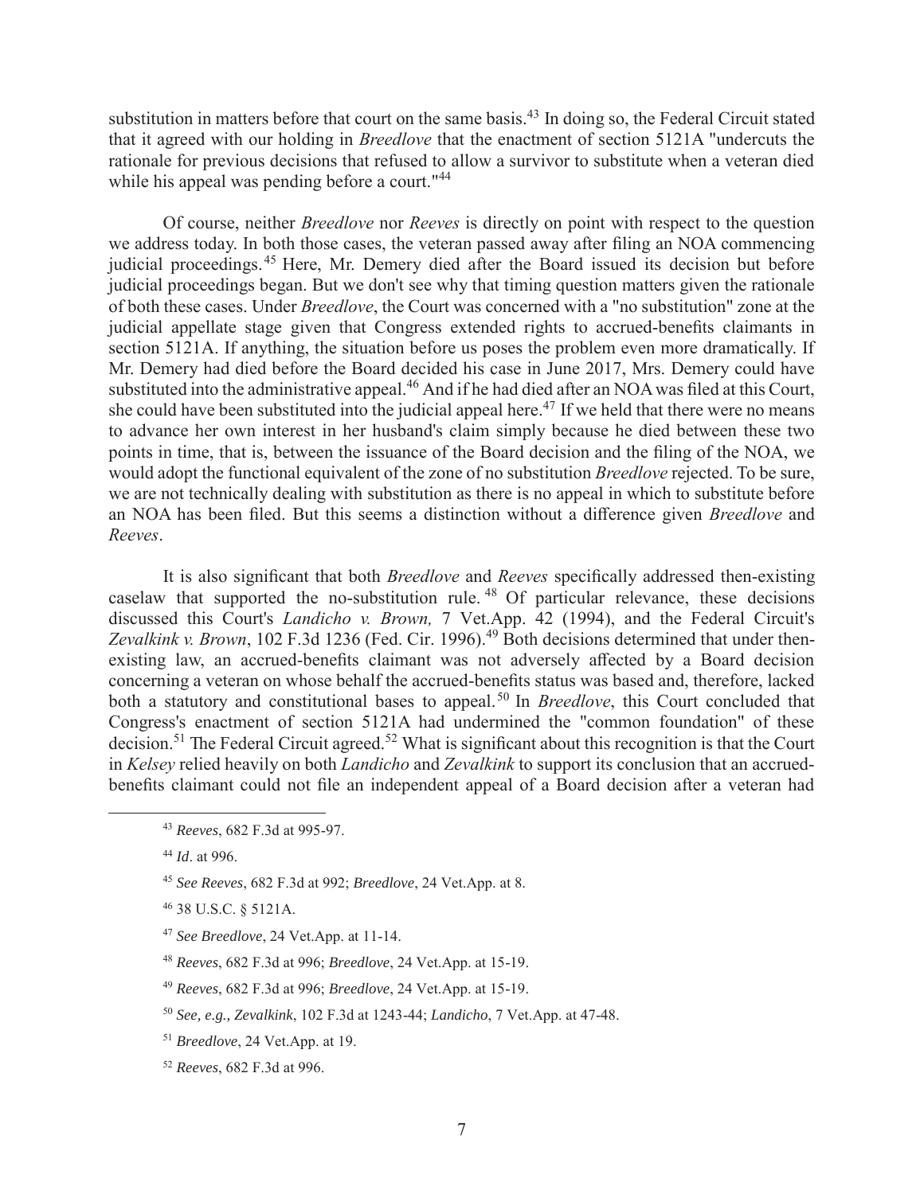substitution in matters before that court on the same basis.[43] In doing so, the Federal Circuit stated that it agreed with our holding in *Breedlove* that the enactment of section 5121A "undercuts the rationale for previous decisions that refused to allow a survivor to substitute when a veteran died while his appeal was pending before a court."[44]

Of course, neither *Breedlove* nor *Reeves* is directly on point with respect to the question we address today. In both those cases, the veteran passed away after filing an NOA commencing judicial proceedings.[45] Here, Mr. Demery died after the Board issued its decision but before judicial proceedings began. But we don't see why that timing question matters given the rationale of both these cases. Under *Breedlove*, the Court was concerned with a "no substitution" zone at the judicial appellate stage given that Congress extended rights to accrued-benefits claimants in section 5121A. If anything, the situation before us poses the problem even more dramatically. If Mr. Demery had died before the Board decided his case in June 2017, Mrs. Demery could have substituted into the administrative appeal.[46] And if he had died after an NOA was filed at this Court, she could have been substituted into the judicial appeal here.[47] If we held that there were no means to advance her own interest in her husband's claim simply because he died between these two points in time, that is, between the issuance of the Board decision and the filing of the NOA, we would adopt the functional equivalent of the zone of no substitution *Breedlove* rejected. To be sure, we are not technically dealing with substitution as there is no appeal in which to substitute before an NOA has been filed. But this seems a distinction without a difference given *Breedlove* and *Reeves*.

It is also significant that both *Breedlove* and *Reeves* specifically addressed then-existing caselaw that supported the no-substitution rule.[48] Of particular relevance, these decisions discussed this Court's *Landicho v. Brown,* 7 Vet.App. 42 (1994), and the Federal Circuit's *Zevalkink v. Brown*, 102 F.3d 1236 (Fed. Cir. 1996).[49] Both decisions determined that under then-existing law, an accrued-benefits claimant was not adversely affected by a Board decision concerning a veteran on whose behalf the accrued-benefits status was based and, therefore, lacked both a statutory and constitutional bases to appeal.[50] In *Breedlove*, this Court concluded that Congress's enactment of section 5121A had undermined the "common foundation" of these decision.[51] The Federal Circuit agreed.[52] What is significant about this recognition is that the Court in *Kelsey* relied heavily on both *Landicho* and *Zevalkink* to support its conclusion that an accrued-benefits claimant could not file an independent appeal of a Board decision after a veteran had

---

[43] *Reeves*, 682 F.3d at 995-97.

[44] *Id*. at 996.

[45] *See Reeves*, 682 F.3d at 992; *Breedlove*, 24 Vet.App. at 8.

[46] 38 U.S.C. § 5121A.

[47] *See Breedlove*, 24 Vet.App. at 11-14.

[48] *Reeves*, 682 F.3d at 996; *Breedlove*, 24 Vet.App. at 15-19.

[49] *Reeves*, 682 F.3d at 996; *Breedlove*, 24 Vet.App. at 15-19.

[50] *See, e.g., Zevalkink*, 102 F.3d at 1243-44; *Landicho*, 7 Vet.App. at 47-48.

[51] *Breedlove*, 24 Vet.App. at 19.

[52] *Reeves*, 682 F.3d at 996.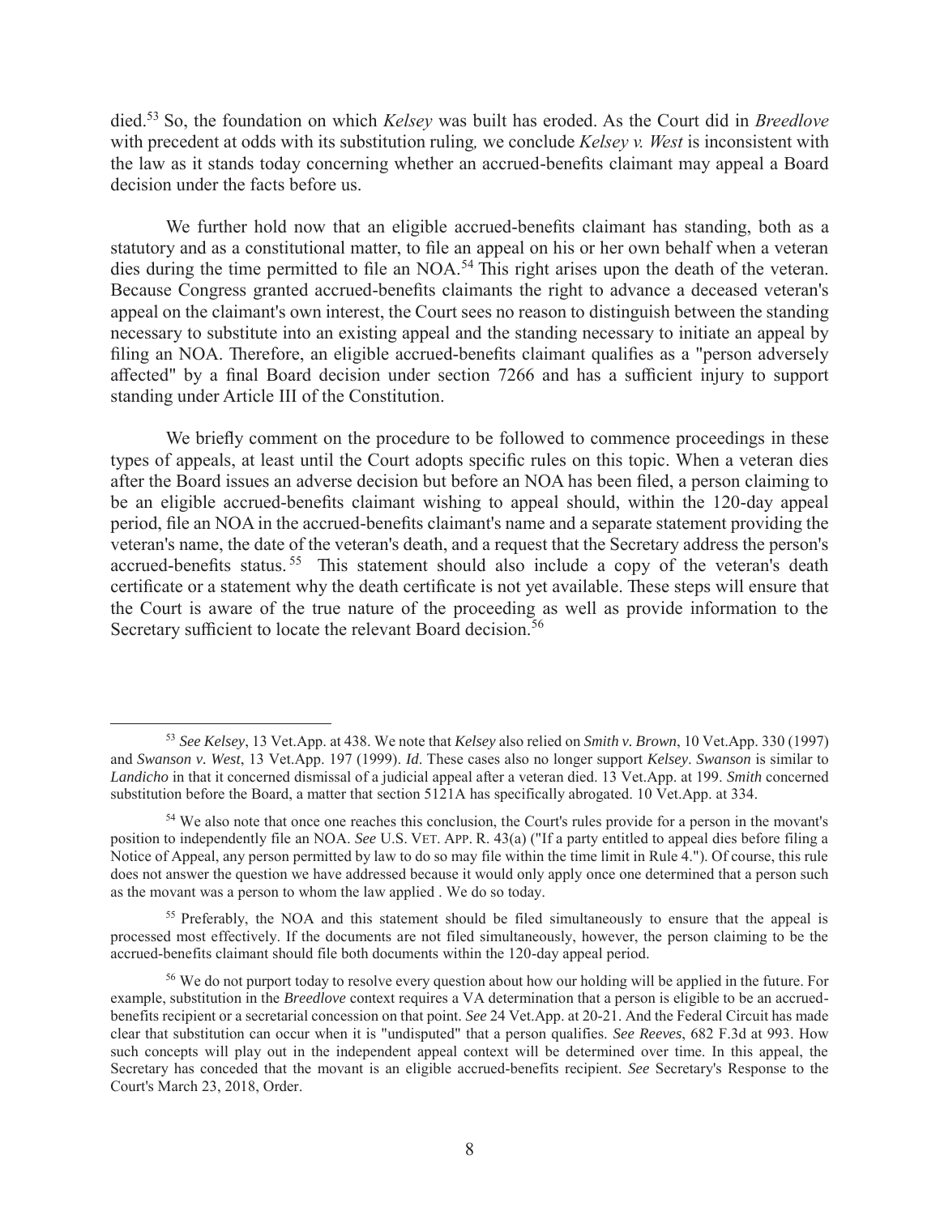died.[53] So, the foundation on which *Kelsey* was built has eroded. As the Court did in *Breedlove* with precedent at odds with its substitution ruling*,* we conclude *Kelsey v. West* is inconsistent with the law as it stands today concerning whether an accrued-benefits claimant may appeal a Board decision under the facts before us.

We further hold now that an eligible accrued-benefits claimant has standing, both as a statutory and as a constitutional matter, to file an appeal on his or her own behalf when a veteran dies during the time permitted to file an NOA.[54] This right arises upon the death of the veteran. Because Congress granted accrued-benefits claimants the right to advance a deceased veteran's appeal on the claimant's own interest, the Court sees no reason to distinguish between the standing necessary to substitute into an existing appeal and the standing necessary to initiate an appeal by filing an NOA. Therefore, an eligible accrued-benefits claimant qualifies as a "person adversely affected" by a final Board decision under section 7266 and has a sufficient injury to support standing under Article III of the Constitution.

We briefly comment on the procedure to be followed to commence proceedings in these types of appeals, at least until the Court adopts specific rules on this topic. When a veteran dies after the Board issues an adverse decision but before an NOA has been filed, a person claiming to be an eligible accrued-benefits claimant wishing to appeal should, within the 120-day appeal period, file an NOA in the accrued-benefits claimant's name and a separate statement providing the veteran's name, the date of the veteran's death, and a request that the Secretary address the person's accrued-benefits status.[55] This statement should also include a copy of the veteran's death certificate or a statement why the death certificate is not yet available. These steps will ensure that the Court is aware of the true nature of the proceeding as well as provide information to the Secretary sufficient to locate the relevant Board decision.[56]

---

[53] *See Kelsey*, 13 Vet.App. at 438. We note that *Kelsey* also relied on *Smith v. Brown*, 10 Vet.App. 330 (1997) and *Swanson v. West*, 13 Vet.App. 197 (1999). *Id*. These cases also no longer support *Kelsey*. *Swanson* is similar to *Landicho* in that it concerned dismissal of a judicial appeal after a veteran died. 13 Vet.App. at 199. *Smith* concerned substitution before the Board, a matter that section 5121A has specifically abrogated. 10 Vet.App. at 334.

[54] We also note that once one reaches this conclusion, the Court's rules provide for a person in the movant's position to independently file an NOA. *See* U.S. VET. APP. R. 43(a) ("If a party entitled to appeal dies before filing a Notice of Appeal, any person permitted by law to do so may file within the time limit in Rule 4."). Of course, this rule does not answer the question we have addressed because it would only apply once one determined that a person such as the movant was a person to whom the law applied . We do so today.

[55] Preferably, the NOA and this statement should be filed simultaneously to ensure that the appeal is processed most effectively. If the documents are not filed simultaneously, however, the person claiming to be the accrued-benefits claimant should file both documents within the 120-day appeal period.

[56] We do not purport today to resolve every question about how our holding will be applied in the future. For example, substitution in the *Breedlove* context requires a VA determination that a person is eligible to be an accrued-benefits recipient or a secretarial concession on that point. *See* 24 Vet.App. at 20-21. And the Federal Circuit has made clear that substitution can occur when it is "undisputed" that a person qualifies. *See Reeves*, 682 F.3d at 993. How such concepts will play out in the independent appeal context will be determined over time. In this appeal, the Secretary has conceded that the movant is an eligible accrued-benefits recipient. *See* Secretary's Response to the Court's March 23, 2018, Order.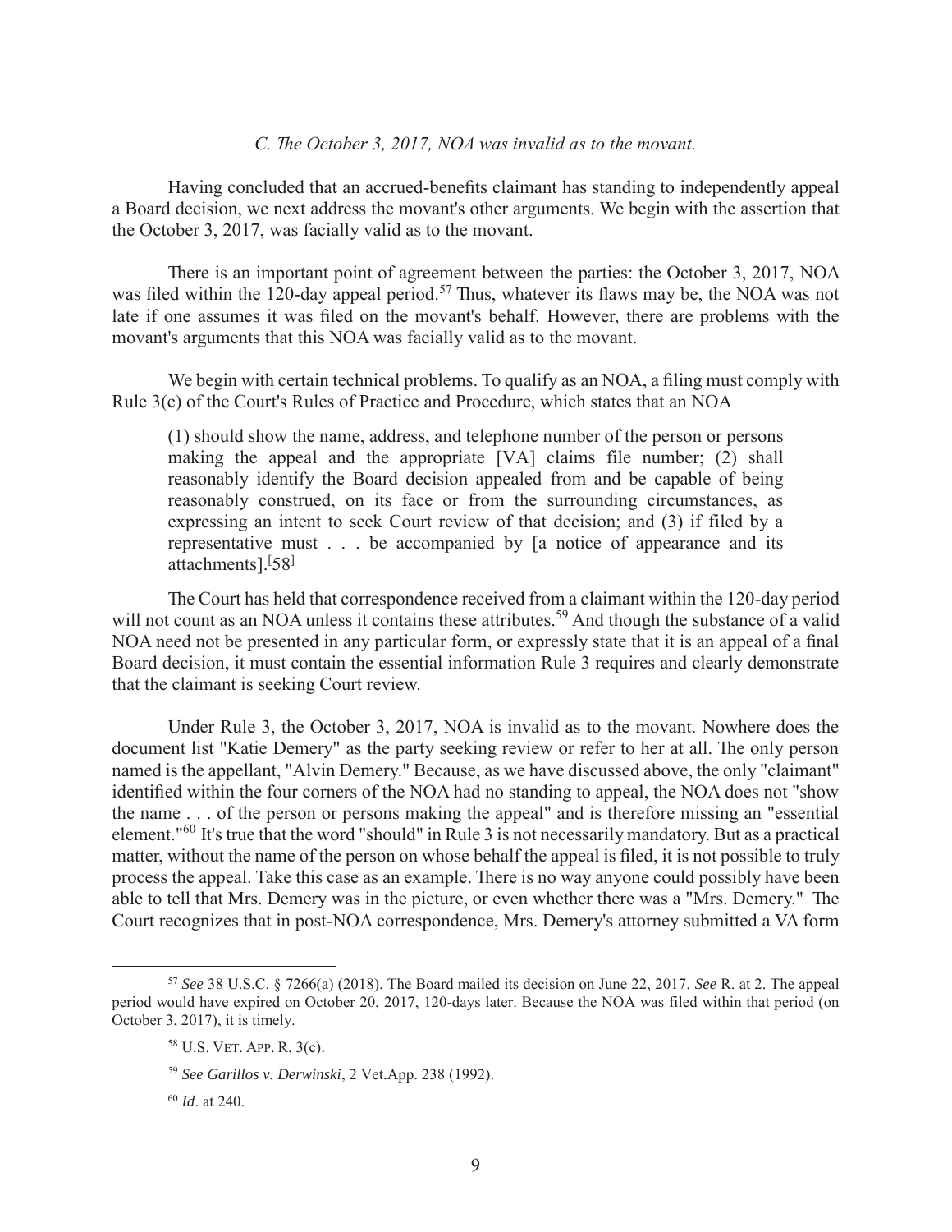*C. The October 3, 2017, NOA was invalid as to the movant.*

Having concluded that an accrued-benefits claimant has standing to independently appeal a Board decision, we next address the movant's other arguments. We begin with the assertion that the October 3, 2017, was facially valid as to the movant.

There is an important point of agreement between the parties: the October 3, 2017, NOA was filed within the 120-day appeal period.[57] Thus, whatever its flaws may be, the NOA was not late if one assumes it was filed on the movant's behalf. However, there are problems with the movant's arguments that this NOA was facially valid as to the movant.

We begin with certain technical problems. To qualify as an NOA, a filing must comply with Rule 3(c) of the Court's Rules of Practice and Procedure, which states that an NOA

> (1) should show the name, address, and telephone number of the person or persons making the appeal and the appropriate [VA] claims file number; (2) shall reasonably identify the Board decision appealed from and be capable of being reasonably construed, on its face or from the surrounding circumstances, as expressing an intent to seek Court review of that decision; and (3) if filed by a representative must . . . be accompanied by [a notice of appearance and its attachments].[58]

The Court has held that correspondence received from a claimant within the 120-day period will not count as an NOA unless it contains these attributes.[59] And though the substance of a valid NOA need not be presented in any particular form, or expressly state that it is an appeal of a final Board decision, it must contain the essential information Rule 3 requires and clearly demonstrate that the claimant is seeking Court review.

Under Rule 3, the October 3, 2017, NOA is invalid as to the movant. Nowhere does the document list "Katie Demery" as the party seeking review or refer to her at all. The only person named is the appellant, "Alvin Demery." Because, as we have discussed above, the only "claimant" identified within the four corners of the NOA had no standing to appeal, the NOA does not "show the name . . . of the person or persons making the appeal" and is therefore missing an "essential element."[60] It's true that the word "should" in Rule 3 is not necessarily mandatory. But as a practical matter, without the name of the person on whose behalf the appeal is filed, it is not possible to truly process the appeal. Take this case as an example. There is no way anyone could possibly have been able to tell that Mrs. Demery was in the picture, or even whether there was a "Mrs. Demery." The Court recognizes that in post-NOA correspondence, Mrs. Demery's attorney submitted a VA form

---

[57] *See* 38 U.S.C. § 7266(a) (2018). The Board mailed its decision on June 22, 2017. *See* R. at 2. The appeal period would have expired on October 20, 2017, 120-days later. Because the NOA was filed within that period (on October 3, 2017), it is timely.

[58] U.S. VET. APP. R. 3(c).

[59] *See Garillos v. Derwinski*, 2 Vet.App. 238 (1992).

[60] *Id*. at 240.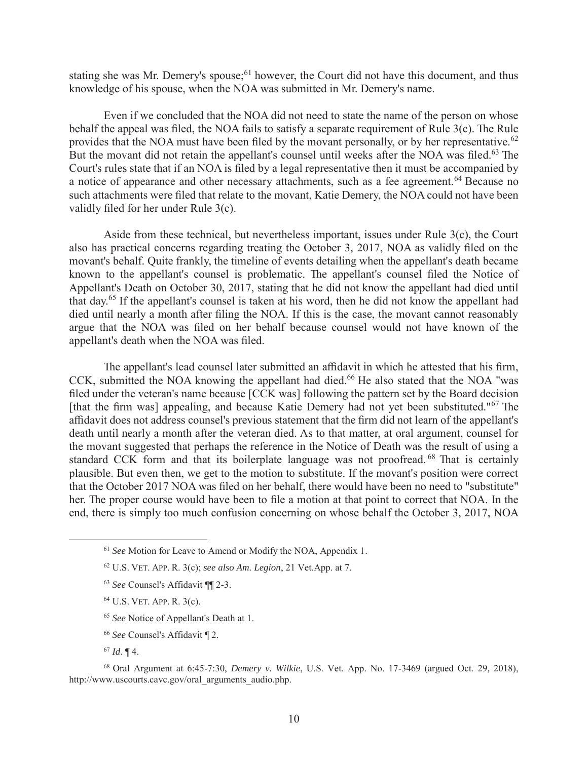stating she was Mr. Demery's spouse;[61] however, the Court did not have this document, and thus knowledge of his spouse, when the NOA was submitted in Mr. Demery's name.

Even if we concluded that the NOA did not need to state the name of the person on whose behalf the appeal was filed, the NOA fails to satisfy a separate requirement of Rule 3(c). The Rule provides that the NOA must have been filed by the movant personally, or by her representative.[62] But the movant did not retain the appellant's counsel until weeks after the NOA was filed.[63] The Court's rules state that if an NOA is filed by a legal representative then it must be accompanied by a notice of appearance and other necessary attachments, such as a fee agreement.[64] Because no such attachments were filed that relate to the movant, Katie Demery, the NOA could not have been validly filed for her under Rule 3(c).

Aside from these technical, but nevertheless important, issues under Rule 3(c), the Court also has practical concerns regarding treating the October 3, 2017, NOA as validly filed on the movant's behalf. Quite frankly, the timeline of events detailing when the appellant's death became known to the appellant's counsel is problematic. The appellant's counsel filed the Notice of Appellant's Death on October 30, 2017, stating that he did not know the appellant had died until that day.[65] If the appellant's counsel is taken at his word, then he did not know the appellant had died until nearly a month after filing the NOA. If this is the case, the movant cannot reasonably argue that the NOA was filed on her behalf because counsel would not have known of the appellant's death when the NOA was filed.

The appellant's lead counsel later submitted an affidavit in which he attested that his firm, CCK, submitted the NOA knowing the appellant had died.[66] He also stated that the NOA "was filed under the veteran's name because [CCK was] following the pattern set by the Board decision [that the firm was] appealing, and because Katie Demery had not yet been substituted."[67] The affidavit does not address counsel's previous statement that the firm did not learn of the appellant's death until nearly a month after the veteran died. As to that matter, at oral argument, counsel for the movant suggested that perhaps the reference in the Notice of Death was the result of using a standard CCK form and that its boilerplate language was not proofread.[68] That is certainly plausible. But even then, we get to the motion to substitute. If the movant's position were correct that the October 2017 NOA was filed on her behalf, there would have been no need to "substitute" her. The proper course would have been to file a motion at that point to correct that NOA. In the end, there is simply too much confusion concerning on whose behalf the October 3, 2017, NOA

---

[61] *See* Motion for Leave to Amend or Modify the NOA, Appendix 1.

[62] U.S. VET. APP. R. 3(c); *see also Am. Legion*, 21 Vet.App. at 7.

[63] *See* Counsel's Affidavit ¶¶ 2-3.

[64] U.S. VET. APP. R. 3(c).

[65] *See* Notice of Appellant's Death at 1.

[66] *See* Counsel's Affidavit ¶ 2.

[67] *Id*. ¶ 4.

[68] Oral Argument at 6:45-7:30, *Demery v. Wilkie*, U.S. Vet. App. No. 17-3469 (argued Oct. 29, 2018), http://www.uscourts.cavc.gov/oral_arguments_audio.php.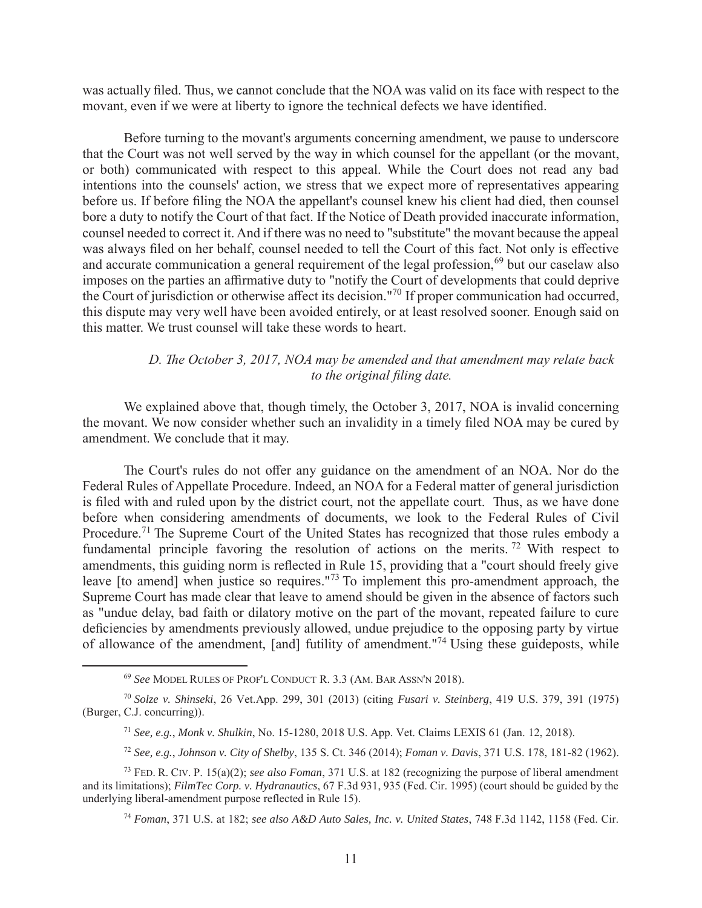was actually filed. Thus, we cannot conclude that the NOA was valid on its face with respect to the movant, even if we were at liberty to ignore the technical defects we have identified.

Before turning to the movant's arguments concerning amendment, we pause to underscore that the Court was not well served by the way in which counsel for the appellant (or the movant, or both) communicated with respect to this appeal. While the Court does not read any bad intentions into the counsels' action, we stress that we expect more of representatives appearing before us. If before filing the NOA the appellant's counsel knew his client had died, then counsel bore a duty to notify the Court of that fact. If the Notice of Death provided inaccurate information, counsel needed to correct it. And if there was no need to "substitute" the movant because the appeal was always filed on her behalf, counsel needed to tell the Court of this fact. Not only is effective and accurate communication a general requirement of the legal profession,[69] but our caselaw also imposes on the parties an affirmative duty to "notify the Court of developments that could deprive the Court of jurisdiction or otherwise affect its decision."[70] If proper communication had occurred, this dispute may very well have been avoided entirely, or at least resolved sooner. Enough said on this matter. We trust counsel will take these words to heart.

### *D. The October 3, 2017, NOA may be amended and that amendment may relate back to the original filing date.*

We explained above that, though timely, the October 3, 2017, NOA is invalid concerning the movant. We now consider whether such an invalidity in a timely filed NOA may be cured by amendment. We conclude that it may.

The Court's rules do not offer any guidance on the amendment of an NOA. Nor do the Federal Rules of Appellate Procedure. Indeed, an NOA for a Federal matter of general jurisdiction is filed with and ruled upon by the district court, not the appellate court. Thus, as we have done before when considering amendments of documents, we look to the Federal Rules of Civil Procedure.[71] The Supreme Court of the United States has recognized that those rules embody a fundamental principle favoring the resolution of actions on the merits.[72] With respect to amendments, this guiding norm is reflected in Rule 15, providing that a "court should freely give leave [to amend] when justice so requires."[73] To implement this pro-amendment approach, the Supreme Court has made clear that leave to amend should be given in the absence of factors such as "undue delay, bad faith or dilatory motive on the part of the movant, repeated failure to cure deficiencies by amendments previously allowed, undue prejudice to the opposing party by virtue of allowance of the amendment, [and] futility of amendment."[74] Using these guideposts, while

---

[69] *See* MODEL RULES OF PROF'L CONDUCT R. 3.3 (AM. BAR ASSN'N 2018).

[70] *Solze v. Shinseki*, 26 Vet.App. 299, 301 (2013) (citing *Fusari v. Steinberg*, 419 U.S. 379, 391 (1975) (Burger, C.J. concurring)).

[71] *See, e.g.*, *Monk v. Shulkin*, No. 15-1280, 2018 U.S. App. Vet. Claims LEXIS 61 (Jan. 12, 2018).

[72] *See, e.g.*, *Johnson v. City of Shelby*, 135 S. Ct. 346 (2014); *Foman v. Davis*, 371 U.S. 178, 181-82 (1962).

[73] FED. R. CIV. P. 15(a)(2); *see also Foman*, 371 U.S. at 182 (recognizing the purpose of liberal amendment and its limitations); *FilmTec Corp. v. Hydranautics*, 67 F.3d 931, 935 (Fed. Cir. 1995) (court should be guided by the underlying liberal-amendment purpose reflected in Rule 15).

[74] *Foman*, 371 U.S. at 182; *see also A&D Auto Sales, Inc. v. United States*, 748 F.3d 1142, 1158 (Fed. Cir.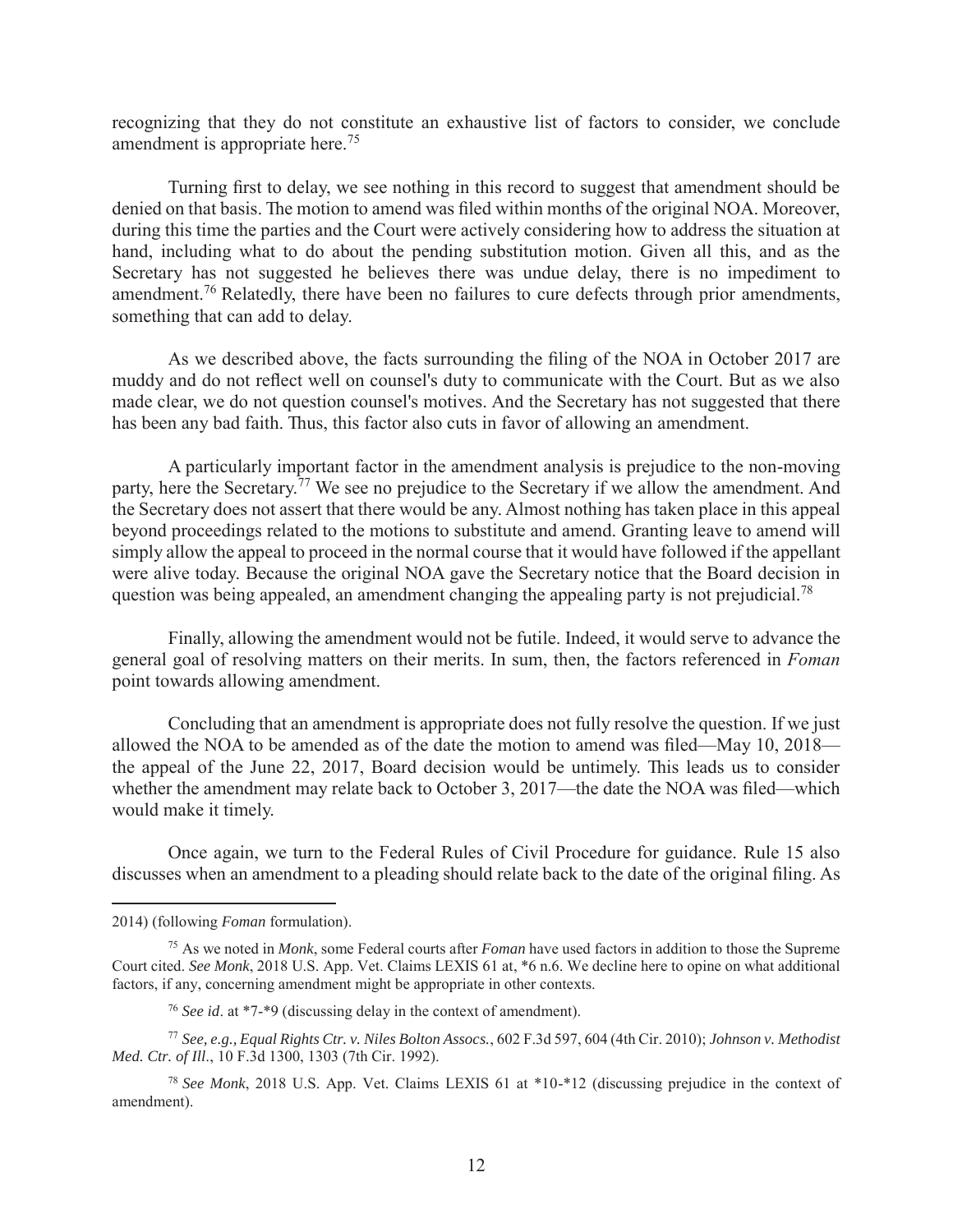recognizing that they do not constitute an exhaustive list of factors to consider, we conclude amendment is appropriate here.[75]

Turning first to delay, we see nothing in this record to suggest that amendment should be denied on that basis. The motion to amend was filed within months of the original NOA. Moreover, during this time the parties and the Court were actively considering how to address the situation at hand, including what to do about the pending substitution motion. Given all this, and as the Secretary has not suggested he believes there was undue delay, there is no impediment to amendment.[76] Relatedly, there have been no failures to cure defects through prior amendments, something that can add to delay.

As we described above, the facts surrounding the filing of the NOA in October 2017 are muddy and do not reflect well on counsel's duty to communicate with the Court. But as we also made clear, we do not question counsel's motives. And the Secretary has not suggested that there has been any bad faith. Thus, this factor also cuts in favor of allowing an amendment.

A particularly important factor in the amendment analysis is prejudice to the non-moving party, here the Secretary.[77] We see no prejudice to the Secretary if we allow the amendment. And the Secretary does not assert that there would be any. Almost nothing has taken place in this appeal beyond proceedings related to the motions to substitute and amend. Granting leave to amend will simply allow the appeal to proceed in the normal course that it would have followed if the appellant were alive today. Because the original NOA gave the Secretary notice that the Board decision in question was being appealed, an amendment changing the appealing party is not prejudicial.[78]

Finally, allowing the amendment would not be futile. Indeed, it would serve to advance the general goal of resolving matters on their merits. In sum, then, the factors referenced in *Foman* point towards allowing amendment.

Concluding that an amendment is appropriate does not fully resolve the question. If we just allowed the NOA to be amended as of the date the motion to amend was filed—May 10, 2018—the appeal of the June 22, 2017, Board decision would be untimely. This leads us to consider whether the amendment may relate back to October 3, 2017—the date the NOA was filed—which would make it timely.

Once again, we turn to the Federal Rules of Civil Procedure for guidance. Rule 15 also discusses when an amendment to a pleading should relate back to the date of the original filing. As

---

2014) (following *Foman* formulation).

[75] As we noted in *Monk*, some Federal courts after *Foman* have used factors in addition to those the Supreme Court cited. *See Monk*, 2018 U.S. App. Vet. Claims LEXIS 61 at, *6 n.6. We decline here to opine on what additional factors, if any, concerning amendment might be appropriate in other contexts.

[76] *See id*. at *7-*9 (discussing delay in the context of amendment).

[77] *See, e.g., Equal Rights Ctr. v. Niles Bolton Assocs.*, 602 F.3d 597, 604 (4th Cir. 2010); *Johnson v. Methodist Med. Ctr. of Ill*., 10 F.3d 1300, 1303 (7th Cir. 1992).

[78] *See Monk*, 2018 U.S. App. Vet. Claims LEXIS 61 at *10-*12 (discussing prejudice in the context of amendment).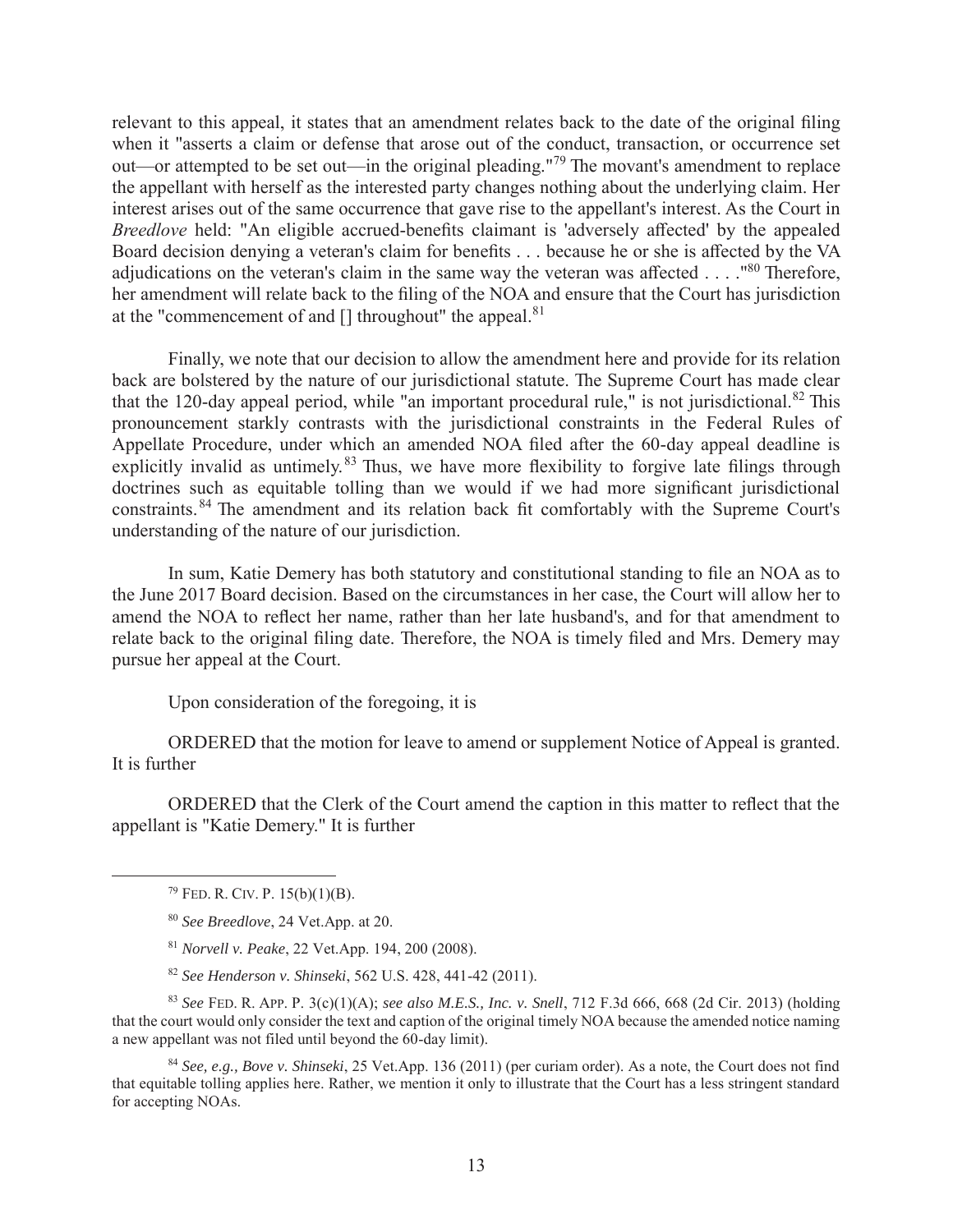relevant to this appeal, it states that an amendment relates back to the date of the original filing when it "asserts a claim or defense that arose out of the conduct, transaction, or occurrence set out—or attempted to be set out—in the original pleading."[79] The movant's amendment to replace the appellant with herself as the interested party changes nothing about the underlying claim. Her interest arises out of the same occurrence that gave rise to the appellant's interest. As the Court in *Breedlove* held: "An eligible accrued-benefits claimant is 'adversely affected' by the appealed Board decision denying a veteran's claim for benefits . . . because he or she is affected by the VA adjudications on the veteran's claim in the same way the veteran was affected . . . ."[80] Therefore, her amendment will relate back to the filing of the NOA and ensure that the Court has jurisdiction at the "commencement of and [] throughout" the appeal.[81]

Finally, we note that our decision to allow the amendment here and provide for its relation back are bolstered by the nature of our jurisdictional statute. The Supreme Court has made clear that the 120-day appeal period, while "an important procedural rule," is not jurisdictional.[82] This pronouncement starkly contrasts with the jurisdictional constraints in the Federal Rules of Appellate Procedure, under which an amended NOA filed after the 60-day appeal deadline is explicitly invalid as untimely.[83] Thus, we have more flexibility to forgive late filings through doctrines such as equitable tolling than we would if we had more significant jurisdictional constraints.[84] The amendment and its relation back fit comfortably with the Supreme Court's understanding of the nature of our jurisdiction.

In sum, Katie Demery has both statutory and constitutional standing to file an NOA as to the June 2017 Board decision. Based on the circumstances in her case, the Court will allow her to amend the NOA to reflect her name, rather than her late husband's, and for that amendment to relate back to the original filing date. Therefore, the NOA is timely filed and Mrs. Demery may pursue her appeal at the Court.

Upon consideration of the foregoing, it is

ORDERED that the motion for leave to amend or supplement Notice of Appeal is granted. It is further

ORDERED that the Clerk of the Court amend the caption in this matter to reflect that the appellant is "Katie Demery." It is further

---

[79] FED. R. CIV. P. 15(b)(1)(B).

[80] *See Breedlove*, 24 Vet.App. at 20.

[81] *Norvell v. Peake*, 22 Vet.App. 194, 200 (2008).

[82] *See Henderson v. Shinseki*, 562 U.S. 428, 441-42 (2011).

[83] *See* FED. R. APP. P. 3(c)(1)(A); *see also M.E.S., Inc. v. Snell*, 712 F.3d 666, 668 (2d Cir. 2013) (holding that the court would only consider the text and caption of the original timely NOA because the amended notice naming a new appellant was not filed until beyond the 60-day limit).

[84] *See, e.g., Bove v. Shinseki*, 25 Vet.App. 136 (2011) (per curiam order). As a note, the Court does not find that equitable tolling applies here. Rather, we mention it only to illustrate that the Court has a less stringent standard for accepting NOAs.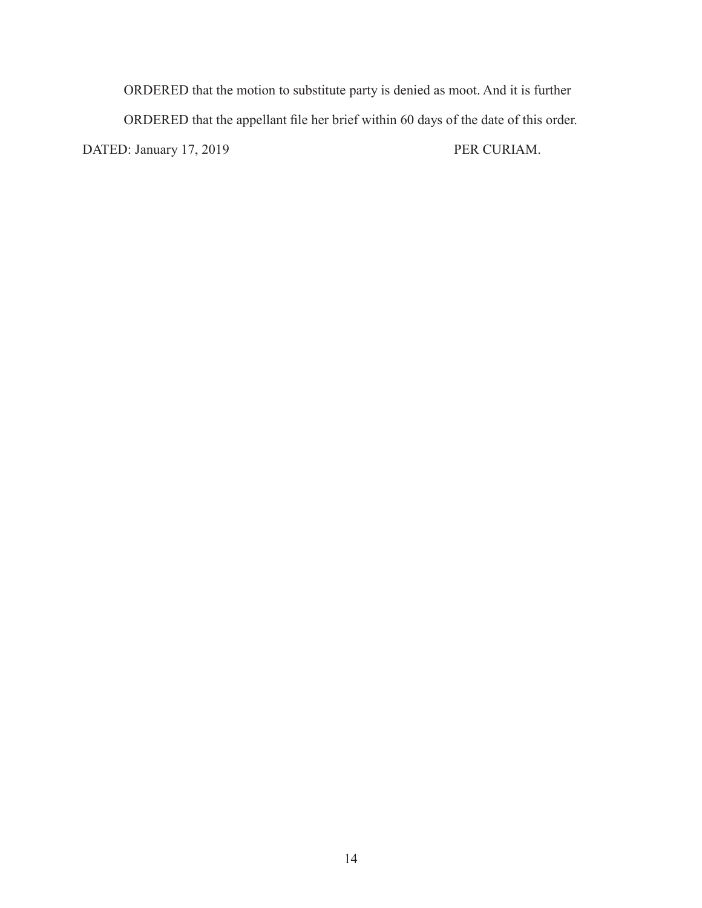ORDERED that the motion to substitute party is denied as moot. And it is further

ORDERED that the appellant file her brief within 60 days of the date of this order.

DATED: January 17, 2019 PER CURIAM.